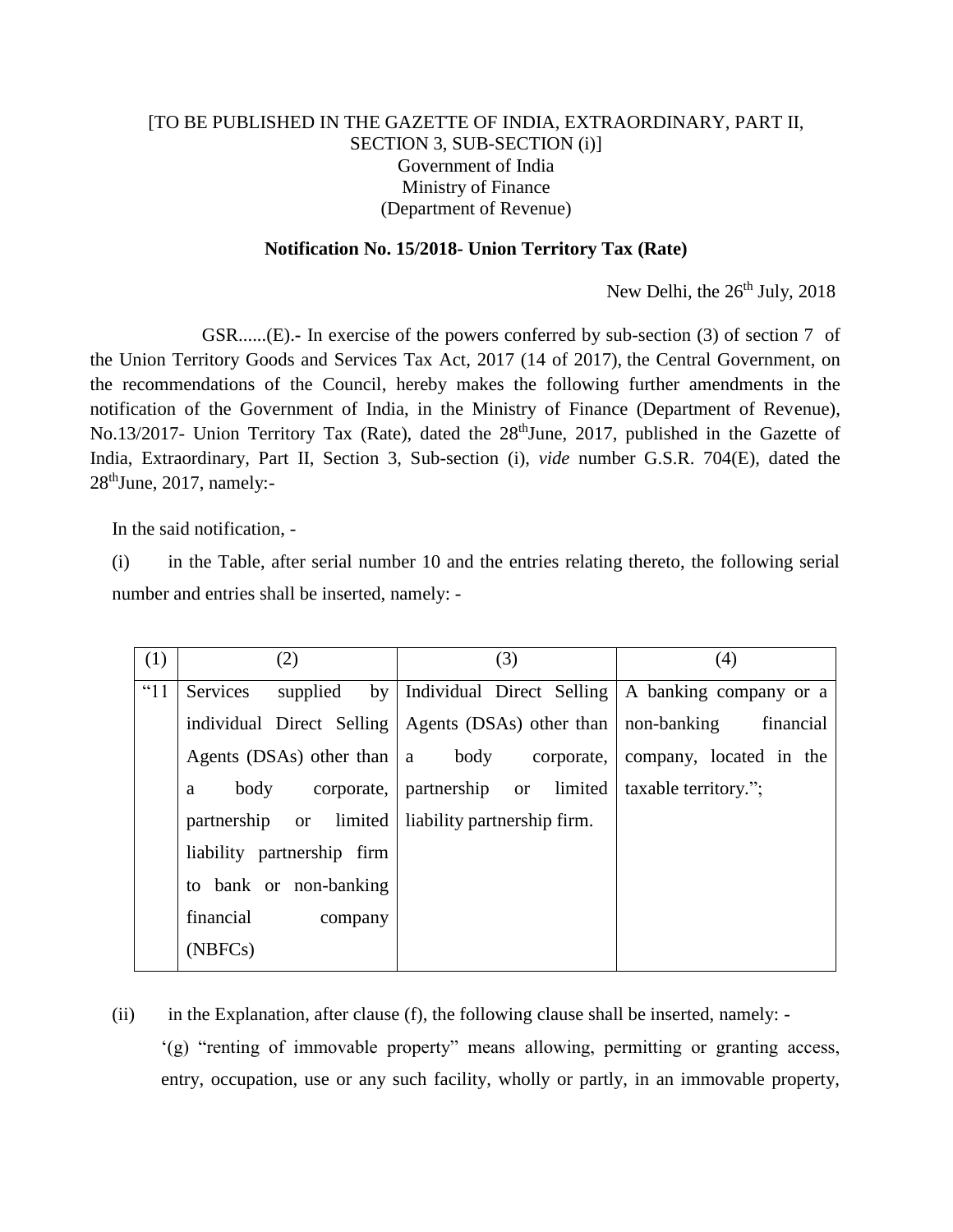[TO BE PUBLISHED IN THE GAZETTE OF INDIA, EXTRAORDINARY, PART II, SECTION 3, SUB-SECTION (i)]
Government of India
Ministry of Finance
(Department of Revenue)

**Notification No. 15/2018- Union Territory Tax (Rate)**

New Delhi, the 26th July, 2018

GSR......(E).- In exercise of the powers conferred by sub-section (3) of section 7 of the Union Territory Goods and Services Tax Act, 2017 (14 of 2017), the Central Government, on the recommendations of the Council, hereby makes the following further amendments in the notification of the Government of India, in the Ministry of Finance (Department of Revenue), No.13/2017- Union Territory Tax (Rate), dated the 28thJune, 2017, published in the Gazette of India, Extraordinary, Part II, Section 3, Sub-section (i), *vide* number G.S.R. 704(E), dated the 28thJune, 2017, namely:-

In the said notification, -

(i) in the Table, after serial number 10 and the entries relating thereto, the following serial number and entries shall be inserted, namely: -

| (1) | (2) | (3) | (4) |
|---|---|---|---|
| "11 | Services supplied by individual Direct Selling Agents (DSAs) other than a body corporate, partnership or limited liability partnership firm to bank or non-banking financial company (NBFCs) | Individual Direct Selling Agents (DSAs) other than a body corporate, partnership or limited liability partnership firm. | A banking company or a non-banking financial company, located in the taxable territory."; |

(ii) in the Explanation, after clause (f), the following clause shall be inserted, namely: -

'(g) "renting of immovable property" means allowing, permitting or granting access, entry, occupation, use or any such facility, wholly or partly, in an immovable property,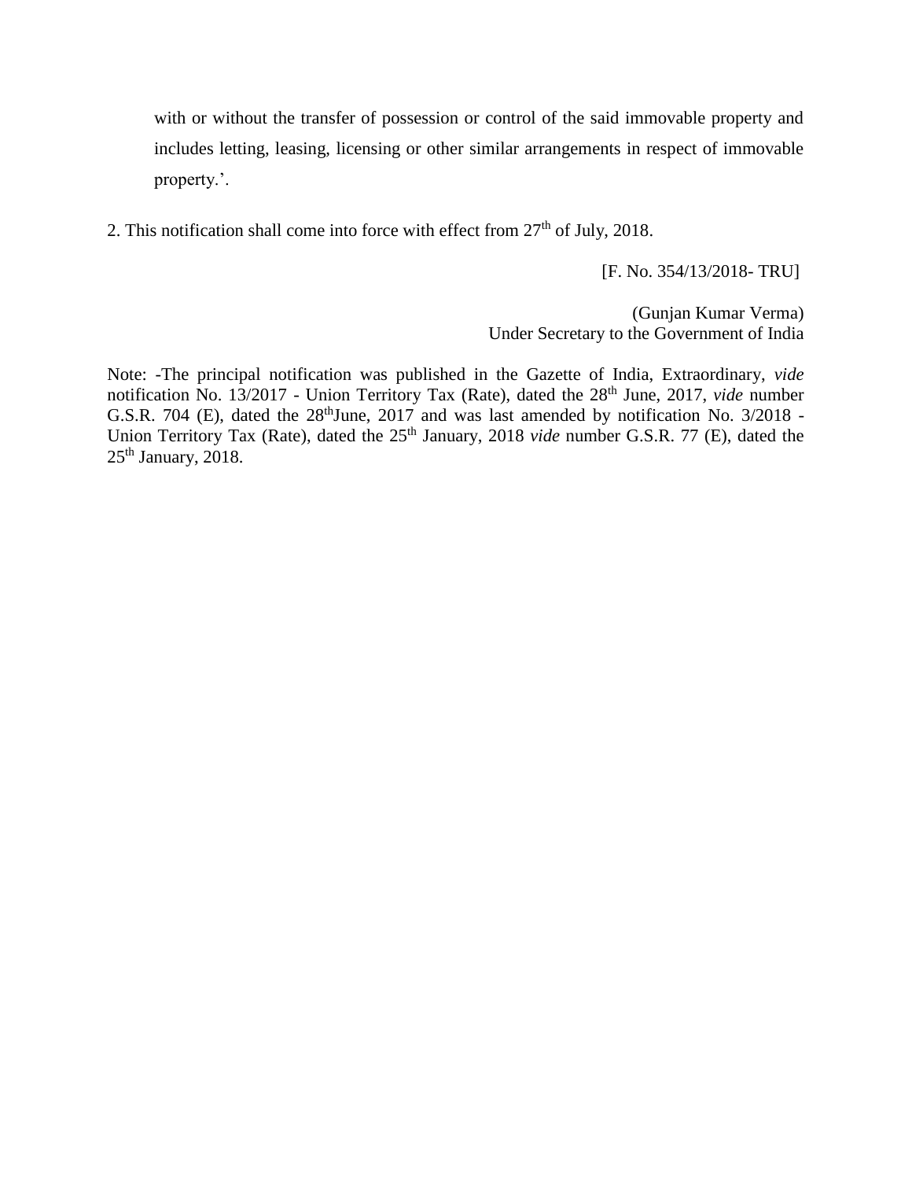with or without the transfer of possession or control of the said immovable property and includes letting, leasing, licensing or other similar arrangements in respect of immovable property.'.

2. This notification shall come into force with effect from 27th of July, 2018.

[F. No. 354/13/2018- TRU]

(Gunjan Kumar Verma)
Under Secretary to the Government of India

Note: -The principal notification was published in the Gazette of India, Extraordinary, *vide* notification No. 13/2017 - Union Territory Tax (Rate), dated the 28th June, 2017, *vide* number G.S.R. 704 (E), dated the 28th June, 2017 and was last amended by notification No. 3/2018 - Union Territory Tax (Rate), dated the 25th January, 2018 *vide* number G.S.R. 77 (E), dated the 25th January, 2018.